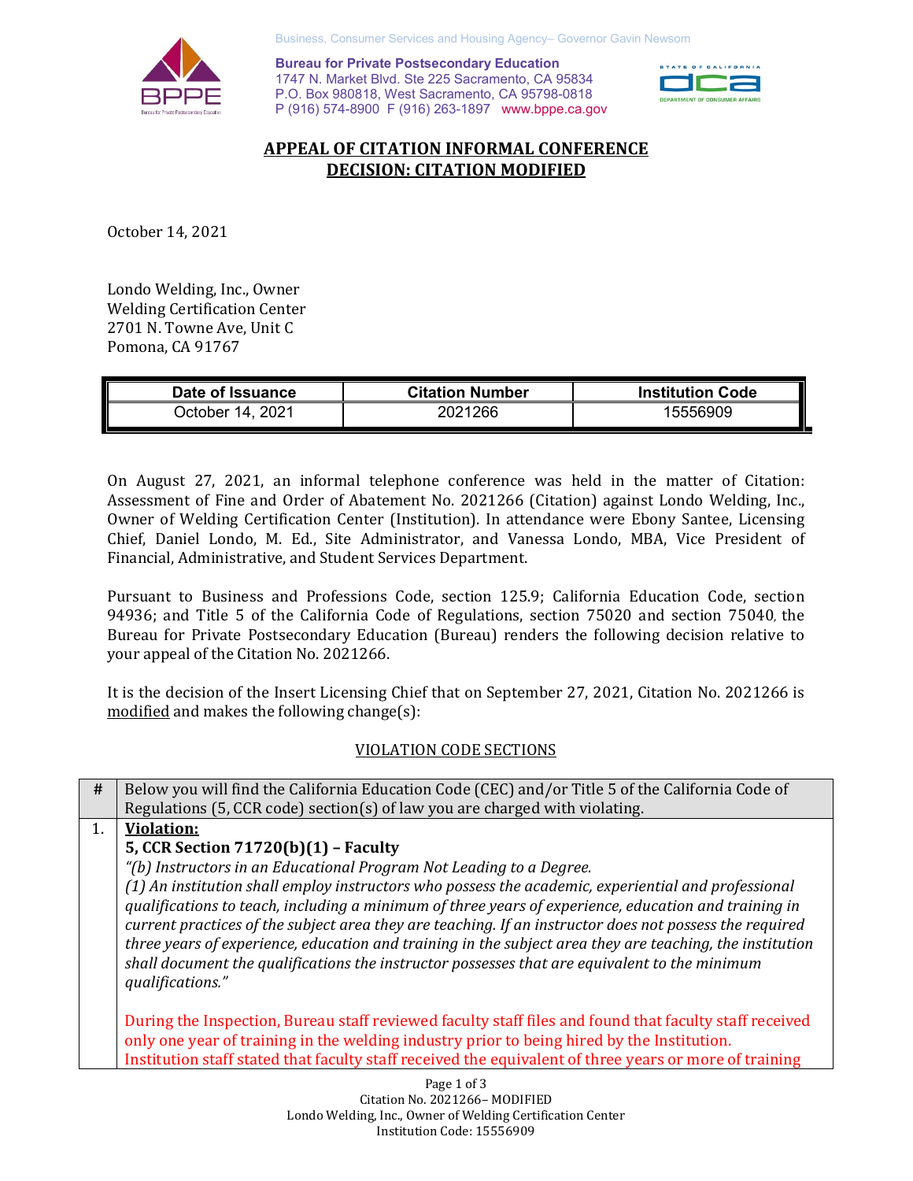Business, Consumer Services and Housing Agency– Governor Gavin Newsom

**Bureau for Private Postsecondary Education**
1747 N. Market Blvd. Ste 225 Sacramento, CA 95834
P.O. Box 980818, West Sacramento, CA 95798-0818
P (916) 574-8900 F (916) 263-1897 www.bppe.ca.gov

## APPEAL OF CITATION INFORMAL CONFERENCE
## DECISION: CITATION MODIFIED

October 14, 2021

Londo Welding, Inc., Owner
Welding Certification Center
2701 N. Towne Ave, Unit C
Pomona, CA 91767

| Date of Issuance | Citation Number | Institution Code |
|---|---|---|
| October 14, 2021 | 2021266 | 15556909 |

On August 27, 2021, an informal telephone conference was held in the matter of Citation: Assessment of Fine and Order of Abatement No. 2021266 (Citation) against Londo Welding, Inc., Owner of Welding Certification Center (Institution). In attendance were Ebony Santee, Licensing Chief, Daniel Londo, M. Ed., Site Administrator, and Vanessa Londo, MBA, Vice President of Financial, Administrative, and Student Services Department.

Pursuant to Business and Professions Code, section 125.9; California Education Code, section 94936; and Title 5 of the California Code of Regulations, section 75020 and section 75040, the Bureau for Private Postsecondary Education (Bureau) renders the following decision relative to your appeal of the Citation No. 2021266.

It is the decision of the Insert Licensing Chief that on September 27, 2021, Citation No. 2021266 is modified and makes the following change(s):

VIOLATION CODE SECTIONS

| # | Below you will find the California Education Code (CEC) and/or Title 5 of the California Code of Regulations (5, CCR code) section(s) of law you are charged with violating. |
|---|---|
| 1. | **Violation:** **5, CCR Section 71720(b)(1) – Faculty** *"(b) Instructors in an Educational Program Not Leading to a Degree. (1) An institution shall employ instructors who possess the academic, experiential and professional qualifications to teach, including a minimum of three years of experience, education and training in current practices of the subject area they are teaching. If an instructor does not possess the required three years of experience, education and training in the subject area they are teaching, the institution shall document the qualifications the instructor possesses that are equivalent to the minimum qualifications."* During the Inspection, Bureau staff reviewed faculty staff files and found that faculty staff received only one year of training in the welding industry prior to being hired by the Institution. Institution staff stated that faculty staff received the equivalent of three years or more of training |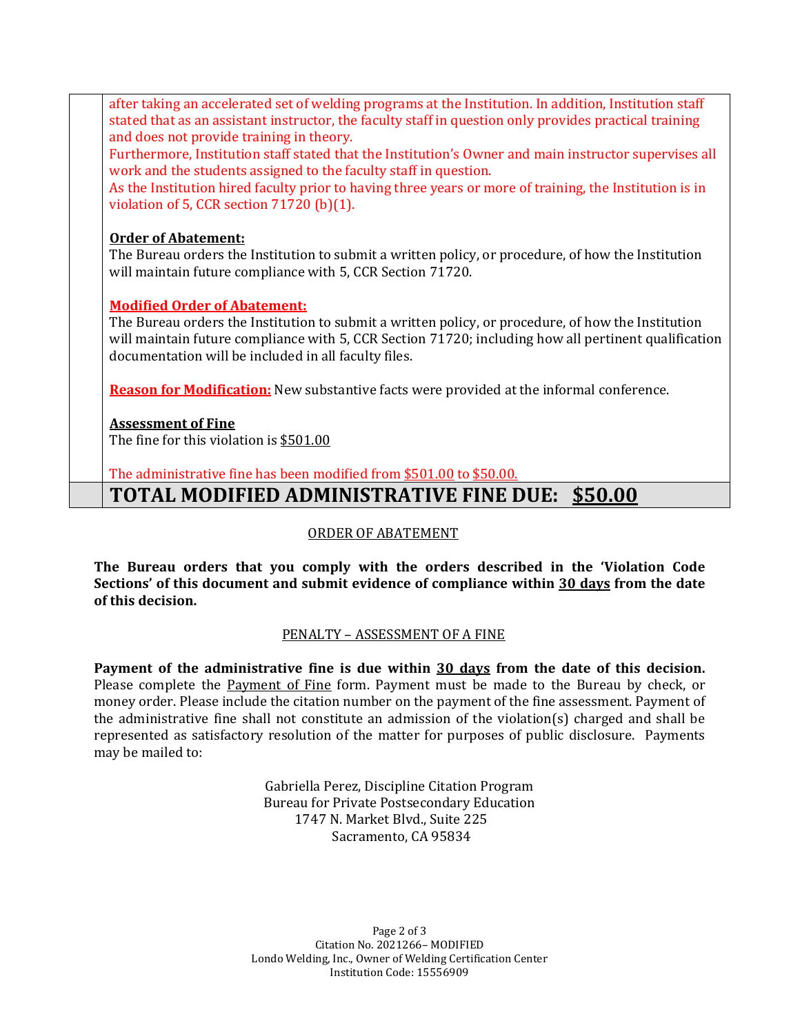after taking an accelerated set of welding programs at the Institution. In addition, Institution staff stated that as an assistant instructor, the faculty staff in question only provides practical training and does not provide training in theory.

Furthermore, Institution staff stated that the Institution's Owner and main instructor supervises all work and the students assigned to the faculty staff in question.

As the Institution hired faculty prior to having three years or more of training, the Institution is in violation of 5, CCR section 71720 (b)(1).

**Order of Abatement:**

The Bureau orders the Institution to submit a written policy, or procedure, of how the Institution will maintain future compliance with 5, CCR Section 71720.

**Modified Order of Abatement:**

The Bureau orders the Institution to submit a written policy, or procedure, of how the Institution will maintain future compliance with 5, CCR Section 71720; including how all pertinent qualification documentation will be included in all faculty files.

**Reason for Modification:** New substantive facts were provided at the informal conference.

**Assessment of Fine**

The fine for this violation is $501.00

The administrative fine has been modified from $501.00 to $50.00.

**TOTAL MODIFIED ADMINISTRATIVE FINE DUE: $50.00**

ORDER OF ABATEMENT

**The Bureau orders that you comply with the orders described in the 'Violation Code Sections' of this document and submit evidence of compliance within 30 days from the date of this decision.**

PENALTY – ASSESSMENT OF A FINE

**Payment of the administrative fine is due within 30 days from the date of this decision.** Please complete the Payment of Fine form. Payment must be made to the Bureau by check, or money order. Please include the citation number on the payment of the fine assessment. Payment of the administrative fine shall not constitute an admission of the violation(s) charged and shall be represented as satisfactory resolution of the matter for purposes of public disclosure. Payments may be mailed to:

Gabriella Perez, Discipline Citation Program
Bureau for Private Postsecondary Education
1747 N. Market Blvd., Suite 225
Sacramento, CA 95834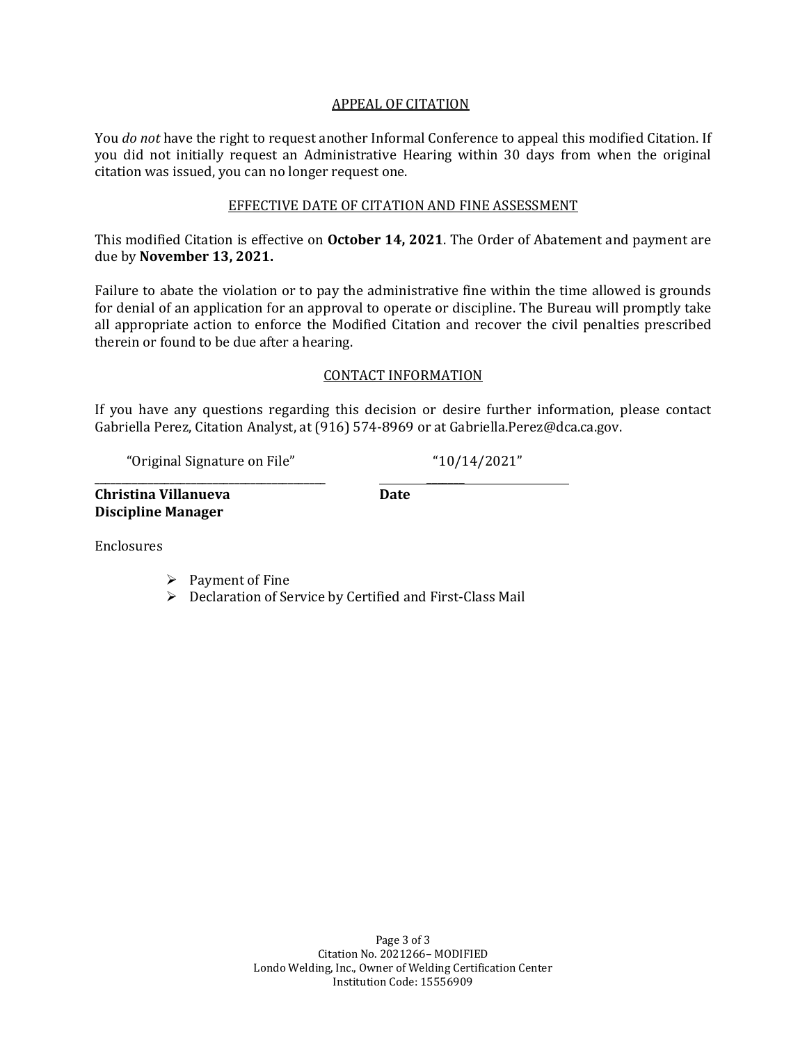## APPEAL OF CITATION

You *do not* have the right to request another Informal Conference to appeal this modified Citation. If you did not initially request an Administrative Hearing within 30 days from when the original citation was issued, you can no longer request one.

## EFFECTIVE DATE OF CITATION AND FINE ASSESSMENT

This modified Citation is effective on **October 14, 2021**. The Order of Abatement and payment are due by **November 13, 2021.**

Failure to abate the violation or to pay the administrative fine within the time allowed is grounds for denial of an application for an approval to operate or discipline. The Bureau will promptly take all appropriate action to enforce the Modified Citation and recover the civil penalties prescribed therein or found to be due after a hearing.

## CONTACT INFORMATION

If you have any questions regarding this decision or desire further information, please contact Gabriella Perez, Citation Analyst, at (916) 574-8969 or at Gabriella.Perez@dca.ca.gov.

"Original Signature on File" "10/14/2021"

**Christina Villanueva** **Date**
**Discipline Manager**

Enclosures

- Payment of Fine
- Declaration of Service by Certified and First-Class Mail